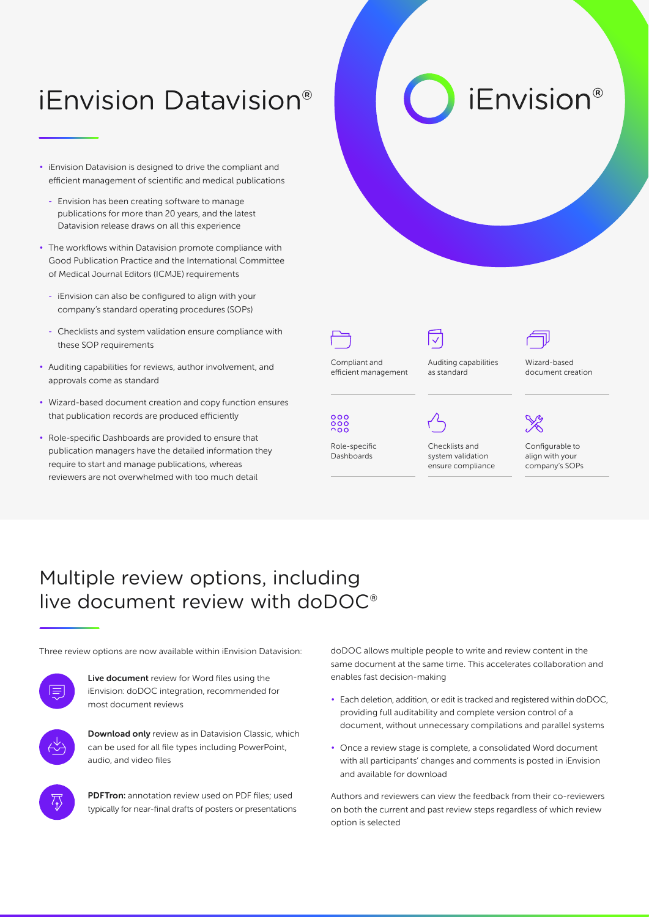# iEnvision Datavision®

- iEnvision Datavision is designed to drive the compliant and efficient management of scientific and medical publications
  - Envision has been creating software to manage publications for more than 20 years, and the latest Datavision release draws on all this experience
- The workflows within Datavision promote compliance with Good Publication Practice and the International Committee of Medical Journal Editors (ICMJE) requirements
  - iEnvision can also be configured to align with your company's standard operating procedures (SOPs)
  - Checklists and system validation ensure compliance with these SOP requirements
- Auditing capabilities for reviews, author involvement, and approvals come as standard
- Wizard-based document creation and copy function ensures that publication records are produced efficiently
- Role-specific Dashboards are provided to ensure that publication managers have the detailed information they require to start and manage publications, whereas reviewers are not overwhelmed with too much detail

iEnvision®

Compliant and efficient management

Auditing capabilities as standard

Wizard-based document creation

Role-specific Dashboards

Checklists and system validation ensure compliance

Configurable to align with your company's SOPs

## Multiple review options, including live document review with doDOC®

Three review options are now available within iEnvision Datavision:

**Live document** review for Word files using the iEnvision: doDOC integration, recommended for most document reviews

**Download only** review as in Datavision Classic, which can be used for all file types including PowerPoint, audio, and video files

**PDFTron:** annotation review used on PDF files; used typically for near-final drafts of posters or presentations

doDOC allows multiple people to write and review content in the same document at the same time. This accelerates collaboration and enables fast decision-making

- Each deletion, addition, or edit is tracked and registered within doDOC, providing full auditability and complete version control of a document, without unnecessary compilations and parallel systems
- Once a review stage is complete, a consolidated Word document with all participants' changes and comments is posted in iEnvision and available for download

Authors and reviewers can view the feedback from their co-reviewers on both the current and past review steps regardless of which review option is selected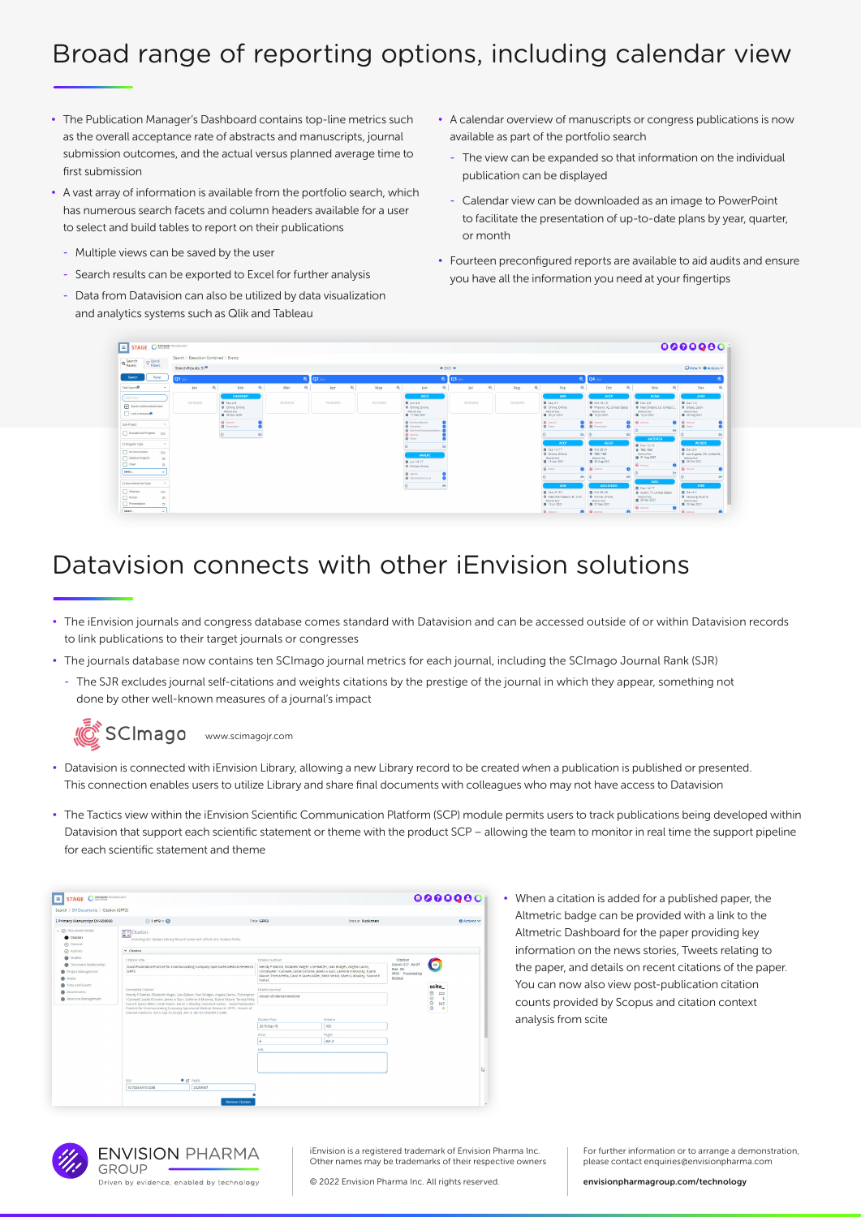# Broad range of reporting options, including calendar view

- The Publication Manager's Dashboard contains top-line metrics such as the overall acceptance rate of abstracts and manuscripts, journal submission outcomes, and the actual versus planned average time to first submission
- A vast array of information is available from the portfolio search, which has numerous search facets and column headers available for a user to select and build tables to report on their publications
  - Multiple views can be saved by the user
  - Search results can be exported to Excel for further analysis
  - Data from Datavision can also be utilized by data visualization and analytics systems such as Qlik and Tableau
- A calendar overview of manuscripts or congress publications is now available as part of the portfolio search
  - The view can be expanded so that information on the individual publication can be displayed
  - Calendar view can be downloaded as an image to PowerPoint to facilitate the presentation of up-to-date plans by year, quarter, or month
- Fourteen preconfigured reports are available to aid audits and ensure you have all the information you need at your fingertips

# Datavision connects with other iEnvision solutions

- The iEnvision journals and congress database comes standard with Datavision and can be accessed outside of or within Datavision records to link publications to their target journals or congresses
- The journals database now contains ten SCImago journal metrics for each journal, including the SCImago Journal Rank (SJR)
  - The SJR excludes journal self-citations and weights citations by the prestige of the journal in which they appear, something not done by other well-known measures of a journal's impact

SCImago www.scimagojr.com

- Datavision is connected with iEnvision Library, allowing a new Library record to be created when a publication is published or presented. This connection enables users to utilize Library and share final documents with colleagues who may not have access to Datavision
- The Tactics view within the iEnvision Scientific Communication Platform (SCP) module permits users to track publications being developed within Datavision that support each scientific statement or theme with the product SCP – allowing the team to monitor in real time the support pipeline for each scientific statement and theme

- When a citation is added for a published paper, the Altmetric badge can be provided with a link to the Altmetric Dashboard for the paper providing key information on the news stories, Tweets relating to the paper, and details on recent citations of the paper. You can now also view post-publication citation counts provided by Scopus and citation context analysis from scite

ENVISION PHARMA GROUP
Driven by evidence, enabled by technology

iEnvision is a registered trademark of Envision Pharma Inc. Other names may be trademarks of their respective owners

© 2022 Envision Pharma Inc. All rights reserved.

For further information or to arrange a demonstration, please contact enquiries@envisionpharma.com

**envisionpharmagroup.com/technology**